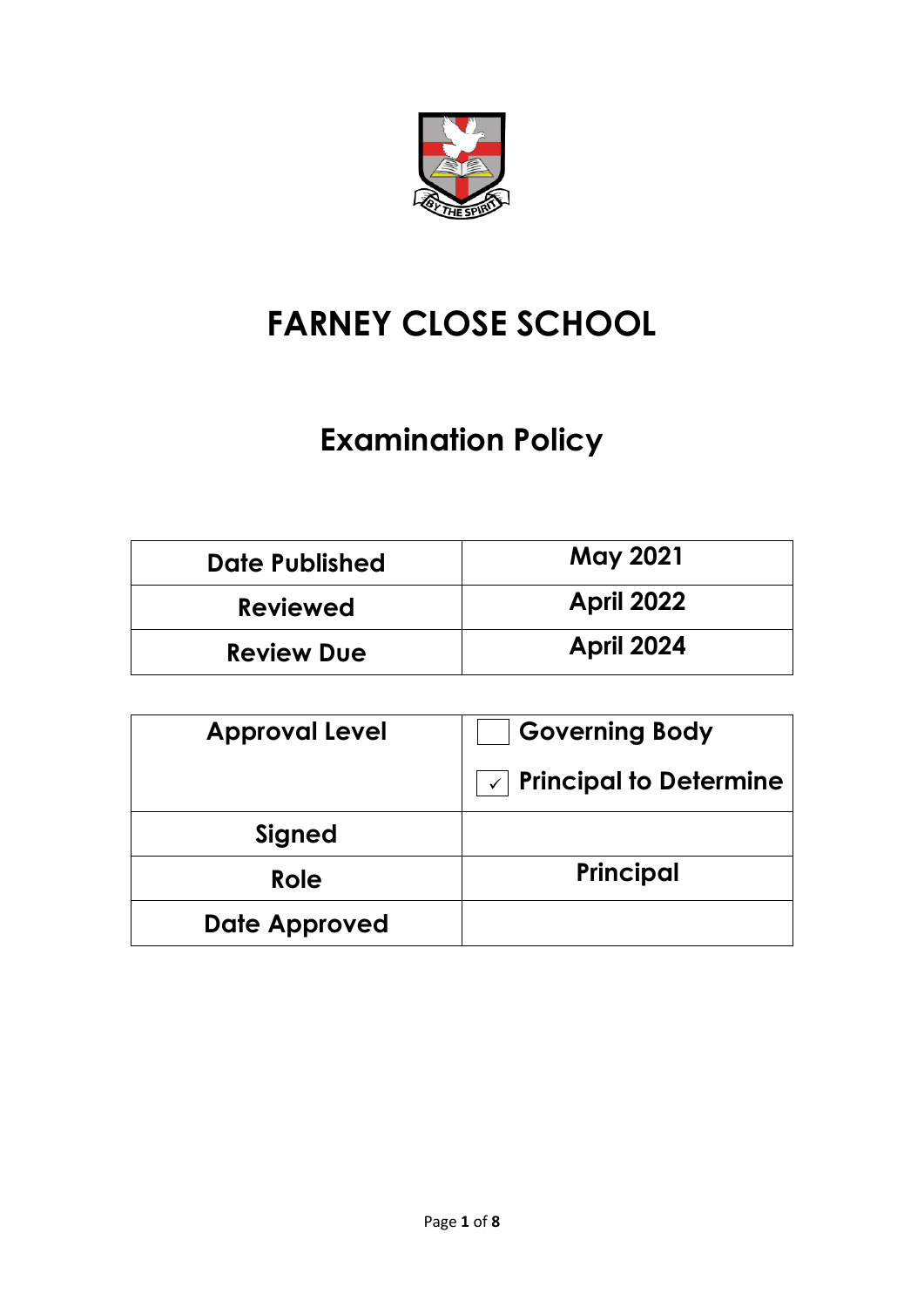# FARNEY CLOSE SCHOOL

## Examination Policy

| | |
|---|---|
| **Date Published** | **May 2021** |
| **Reviewed** | **April 2022** |
| **Review Due** | **April 2024** |

| | |
|---|---|
| **Approval Level** | ☐ **Governing Body**<br>☑ **Principal to Determine** |
| **Signed** | |
| **Role** | **Principal** |
| **Date Approved** | |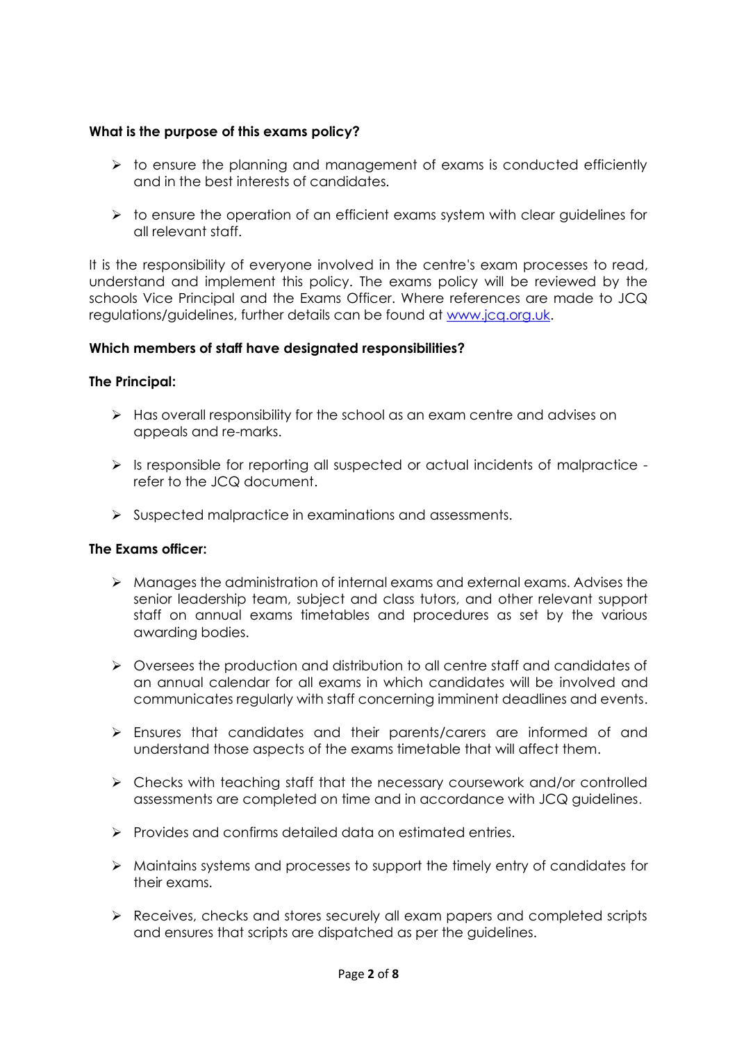**What is the purpose of this exams policy?**

- to ensure the planning and management of exams is conducted efficiently and in the best interests of candidates.
- to ensure the operation of an efficient exams system with clear guidelines for all relevant staff.

It is the responsibility of everyone involved in the centre's exam processes to read, understand and implement this policy. The exams policy will be reviewed by the schools Vice Principal and the Exams Officer. Where references are made to JCQ regulations/guidelines, further details can be found at [www.jcq.org.uk](http://www.jcq.org.uk).

**Which members of staff have designated responsibilities?**

**The Principal:**

- Has overall responsibility for the school as an exam centre and advises on appeals and re-marks.
- Is responsible for reporting all suspected or actual incidents of malpractice - refer to the JCQ document.
- Suspected malpractice in examinations and assessments.

**The Exams officer:**

- Manages the administration of internal exams and external exams. Advises the senior leadership team, subject and class tutors, and other relevant support staff on annual exams timetables and procedures as set by the various awarding bodies.
- Oversees the production and distribution to all centre staff and candidates of an annual calendar for all exams in which candidates will be involved and communicates regularly with staff concerning imminent deadlines and events.
- Ensures that candidates and their parents/carers are informed of and understand those aspects of the exams timetable that will affect them.
- Checks with teaching staff that the necessary coursework and/or controlled assessments are completed on time and in accordance with JCQ guidelines.
- Provides and confirms detailed data on estimated entries.
- Maintains systems and processes to support the timely entry of candidates for their exams.
- Receives, checks and stores securely all exam papers and completed scripts and ensures that scripts are dispatched as per the guidelines.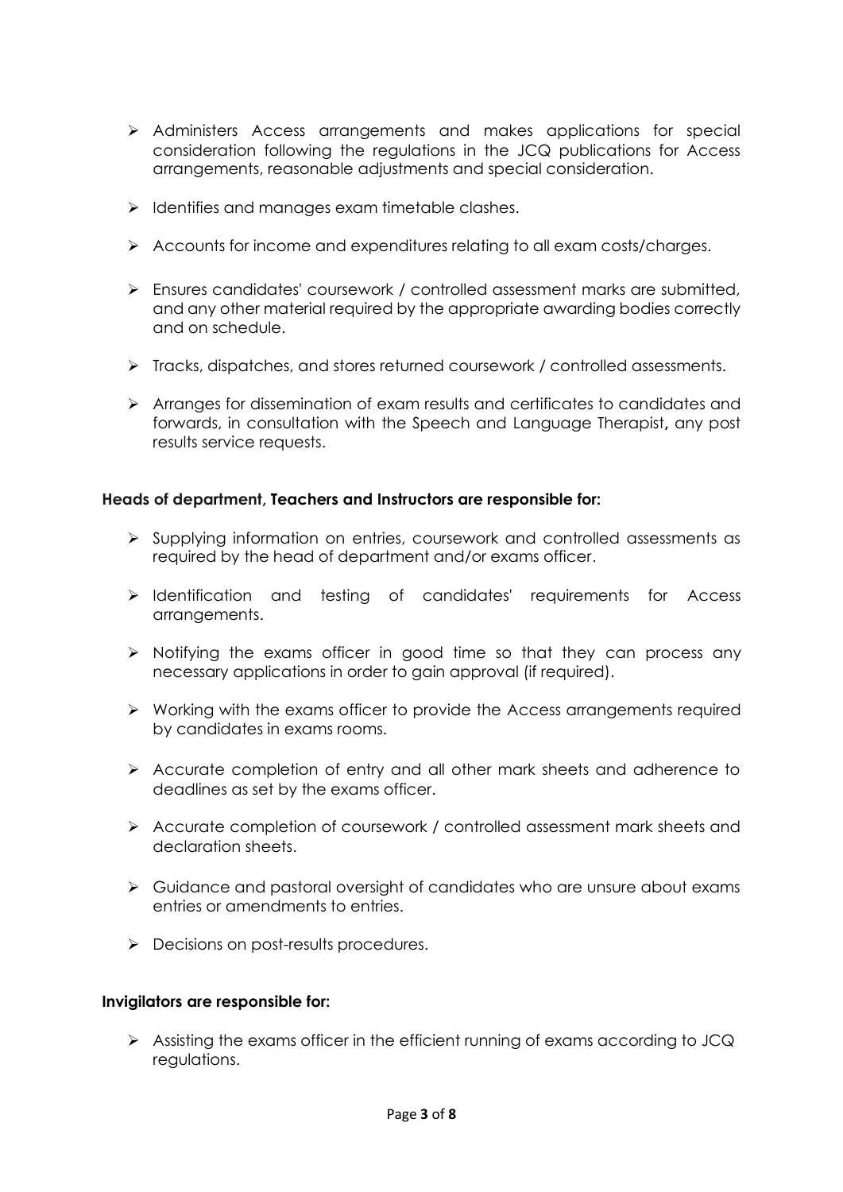- Administers Access arrangements and makes applications for special consideration following the regulations in the JCQ publications for Access arrangements, reasonable adjustments and special consideration.
- Identifies and manages exam timetable clashes.
- Accounts for income and expenditures relating to all exam costs/charges.
- Ensures candidates' coursework / controlled assessment marks are submitted, and any other material required by the appropriate awarding bodies correctly and on schedule.
- Tracks, dispatches, and stores returned coursework / controlled assessments.
- Arranges for dissemination of exam results and certificates to candidates and forwards, in consultation with the Speech and Language Therapist**,** any post results service requests.

**Heads of department, Teachers and Instructors are responsible for:**

- Supplying information on entries, coursework and controlled assessments as required by the head of department and/or exams officer.
- Identification and testing of candidates' requirements for Access arrangements.
- Notifying the exams officer in good time so that they can process any necessary applications in order to gain approval (if required).
- Working with the exams officer to provide the Access arrangements required by candidates in exams rooms.
- Accurate completion of entry and all other mark sheets and adherence to deadlines as set by the exams officer.
- Accurate completion of coursework / controlled assessment mark sheets and declaration sheets.
- Guidance and pastoral oversight of candidates who are unsure about exams entries or amendments to entries.
- Decisions on post-results procedures.

**Invigilators are responsible for:**

- Assisting the exams officer in the efficient running of exams according to JCQ regulations.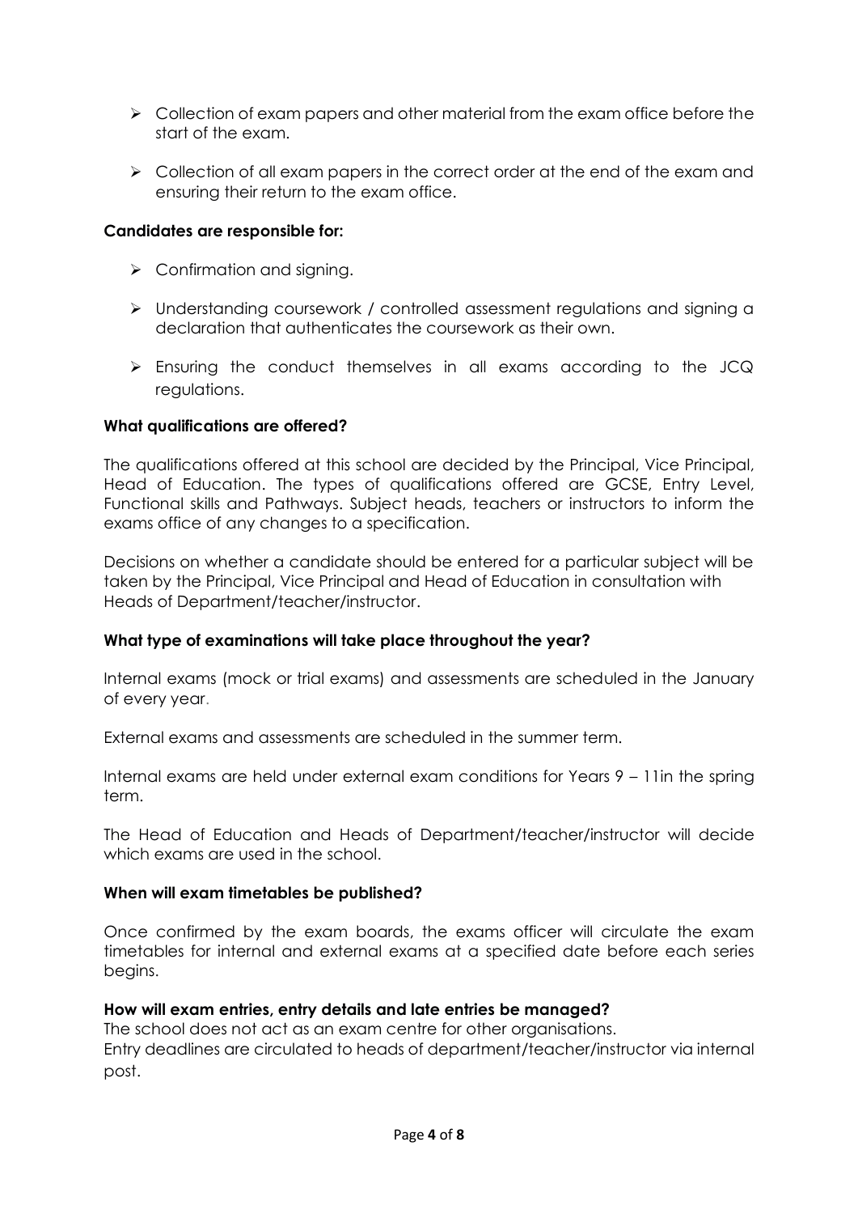- Collection of exam papers and other material from the exam office before the start of the exam.
- Collection of all exam papers in the correct order at the end of the exam and ensuring their return to the exam office.

**Candidates are responsible for:**

- Confirmation and signing.
- Understanding coursework / controlled assessment regulations and signing a declaration that authenticates the coursework as their own.
- Ensuring the conduct themselves in all exams according to the JCQ regulations.

**What qualifications are offered?**

The qualifications offered at this school are decided by the Principal, Vice Principal, Head of Education. The types of qualifications offered are GCSE, Entry Level, Functional skills and Pathways. Subject heads, teachers or instructors to inform the exams office of any changes to a specification.

Decisions on whether a candidate should be entered for a particular subject will be taken by the Principal, Vice Principal and Head of Education in consultation with Heads of Department/teacher/instructor.

**What type of examinations will take place throughout the year?**

Internal exams (mock or trial exams) and assessments are scheduled in the January of every year.

External exams and assessments are scheduled in the summer term.

Internal exams are held under external exam conditions for Years 9 – 11in the spring term.

The Head of Education and Heads of Department/teacher/instructor will decide which exams are used in the school.

**When will exam timetables be published?**

Once confirmed by the exam boards, the exams officer will circulate the exam timetables for internal and external exams at a specified date before each series begins.

**How will exam entries, entry details and late entries be managed?**

The school does not act as an exam centre for other organisations.

Entry deadlines are circulated to heads of department/teacher/instructor via internal post.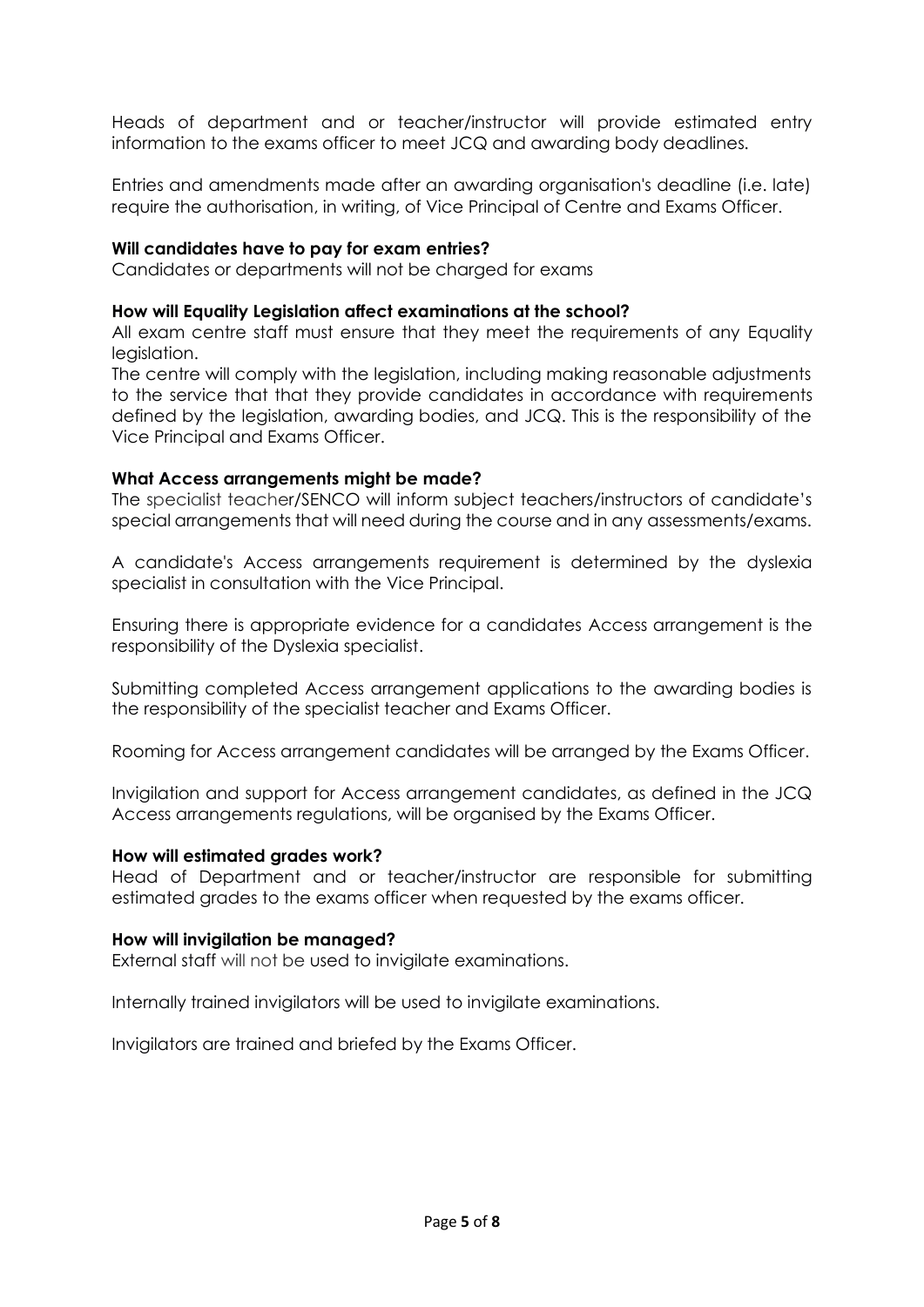Heads of department and or teacher/instructor will provide estimated entry information to the exams officer to meet JCQ and awarding body deadlines.

Entries and amendments made after an awarding organisation's deadline (i.e. late) require the authorisation, in writing, of Vice Principal of Centre and Exams Officer.

**Will candidates have to pay for exam entries?**

Candidates or departments will not be charged for exams

**How will Equality Legislation affect examinations at the school?**

All exam centre staff must ensure that they meet the requirements of any Equality legislation.

The centre will comply with the legislation, including making reasonable adjustments to the service that that they provide candidates in accordance with requirements defined by the legislation, awarding bodies, and JCQ. This is the responsibility of the Vice Principal and Exams Officer.

**What Access arrangements might be made?**

The specialist teacher/SENCO will inform subject teachers/instructors of candidate's special arrangements that will need during the course and in any assessments/exams.

A candidate's Access arrangements requirement is determined by the dyslexia specialist in consultation with the Vice Principal.

Ensuring there is appropriate evidence for a candidates Access arrangement is the responsibility of the Dyslexia specialist.

Submitting completed Access arrangement applications to the awarding bodies is the responsibility of the specialist teacher and Exams Officer.

Rooming for Access arrangement candidates will be arranged by the Exams Officer.

Invigilation and support for Access arrangement candidates, as defined in the JCQ Access arrangements regulations, will be organised by the Exams Officer.

**How will estimated grades work?**

Head of Department and or teacher/instructor are responsible for submitting estimated grades to the exams officer when requested by the exams officer.

**How will invigilation be managed?**

External staff will not be used to invigilate examinations.

Internally trained invigilators will be used to invigilate examinations.

Invigilators are trained and briefed by the Exams Officer.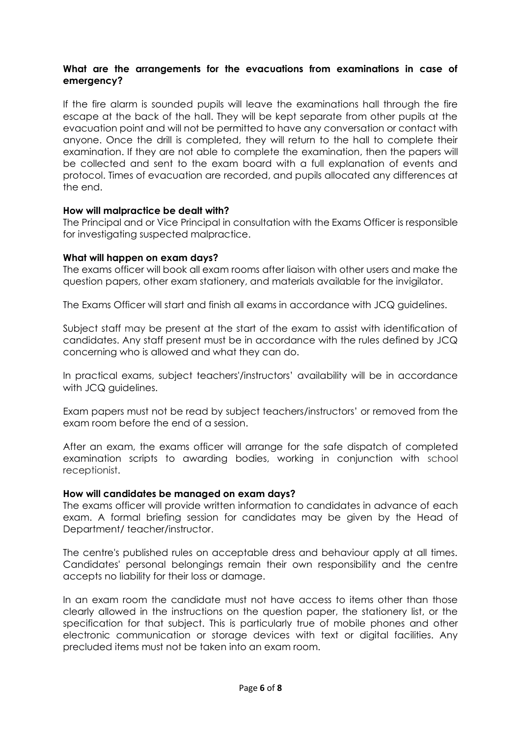**What are the arrangements for the evacuations from examinations in case of emergency?**

If the fire alarm is sounded pupils will leave the examinations hall through the fire escape at the back of the hall. They will be kept separate from other pupils at the evacuation point and will not be permitted to have any conversation or contact with anyone. Once the drill is completed, they will return to the hall to complete their examination. If they are not able to complete the examination, then the papers will be collected and sent to the exam board with a full explanation of events and protocol. Times of evacuation are recorded, and pupils allocated any differences at the end.

**How will malpractice be dealt with?**

The Principal and or Vice Principal in consultation with the Exams Officer is responsible for investigating suspected malpractice.

**What will happen on exam days?**

The exams officer will book all exam rooms after liaison with other users and make the question papers, other exam stationery, and materials available for the invigilator.

The Exams Officer will start and finish all exams in accordance with JCQ guidelines.

Subject staff may be present at the start of the exam to assist with identification of candidates. Any staff present must be in accordance with the rules defined by JCQ concerning who is allowed and what they can do.

In practical exams, subject teachers'/instructors' availability will be in accordance with JCQ guidelines.

Exam papers must not be read by subject teachers/instructors' or removed from the exam room before the end of a session.

After an exam, the exams officer will arrange for the safe dispatch of completed examination scripts to awarding bodies, working in conjunction with school receptionist.

**How will candidates be managed on exam days?**

The exams officer will provide written information to candidates in advance of each exam. A formal briefing session for candidates may be given by the Head of Department/ teacher/instructor.

The centre's published rules on acceptable dress and behaviour apply at all times. Candidates' personal belongings remain their own responsibility and the centre accepts no liability for their loss or damage.

In an exam room the candidate must not have access to items other than those clearly allowed in the instructions on the question paper, the stationery list, or the specification for that subject. This is particularly true of mobile phones and other electronic communication or storage devices with text or digital facilities. Any precluded items must not be taken into an exam room.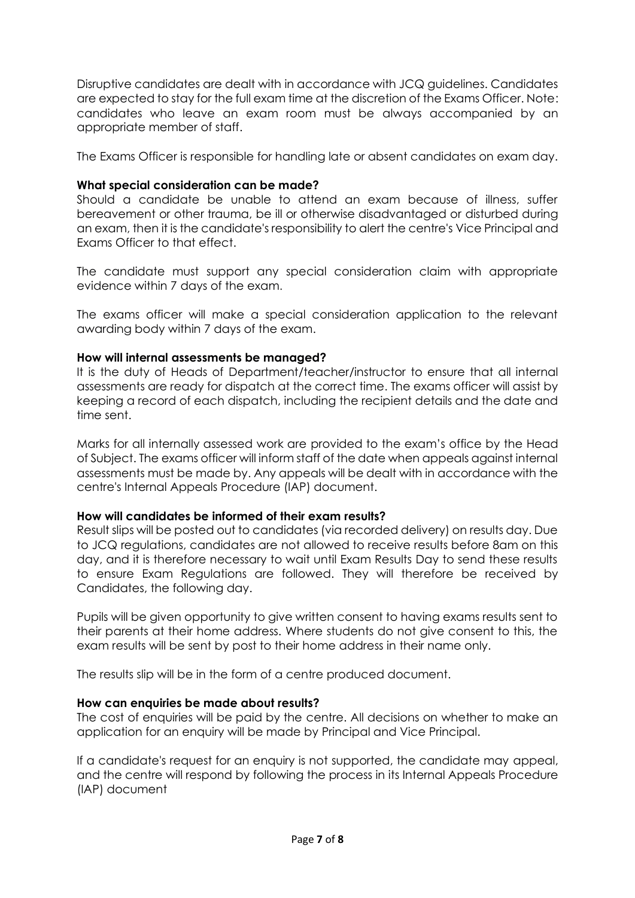Disruptive candidates are dealt with in accordance with JCQ guidelines. Candidates are expected to stay for the full exam time at the discretion of the Exams Officer. Note: candidates who leave an exam room must be always accompanied by an appropriate member of staff.

The Exams Officer is responsible for handling late or absent candidates on exam day.

**What special consideration can be made?**

Should a candidate be unable to attend an exam because of illness, suffer bereavement or other trauma, be ill or otherwise disadvantaged or disturbed during an exam, then it is the candidate's responsibility to alert the centre's Vice Principal and Exams Officer to that effect.

The candidate must support any special consideration claim with appropriate evidence within 7 days of the exam.

The exams officer will make a special consideration application to the relevant awarding body within 7 days of the exam.

**How will internal assessments be managed?**

It is the duty of Heads of Department/teacher/instructor to ensure that all internal assessments are ready for dispatch at the correct time. The exams officer will assist by keeping a record of each dispatch, including the recipient details and the date and time sent.

Marks for all internally assessed work are provided to the exam's office by the Head of Subject. The exams officer will inform staff of the date when appeals against internal assessments must be made by. Any appeals will be dealt with in accordance with the centre's Internal Appeals Procedure (IAP) document.

**How will candidates be informed of their exam results?**

Result slips will be posted out to candidates (via recorded delivery) on results day. Due to JCQ regulations, candidates are not allowed to receive results before 8am on this day, and it is therefore necessary to wait until Exam Results Day to send these results to ensure Exam Regulations are followed. They will therefore be received by Candidates, the following day.

Pupils will be given opportunity to give written consent to having exams results sent to their parents at their home address. Where students do not give consent to this, the exam results will be sent by post to their home address in their name only.

The results slip will be in the form of a centre produced document.

**How can enquiries be made about results?**

The cost of enquiries will be paid by the centre. All decisions on whether to make an application for an enquiry will be made by Principal and Vice Principal.

If a candidate's request for an enquiry is not supported, the candidate may appeal, and the centre will respond by following the process in its Internal Appeals Procedure (IAP) document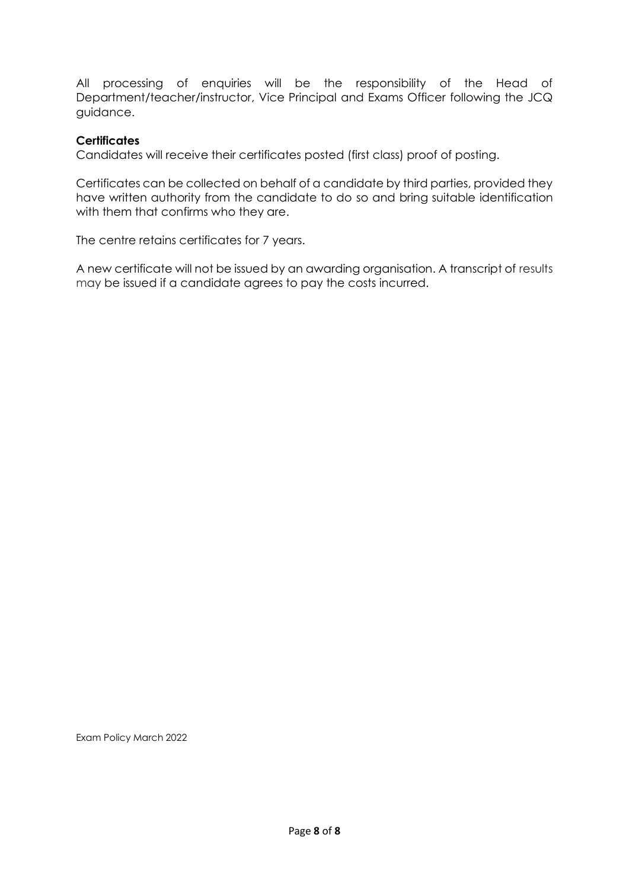All processing of enquiries will be the responsibility of the Head of Department/teacher/instructor, Vice Principal and Exams Officer following the JCQ guidance.

**Certificates**

Candidates will receive their certificates posted (first class) proof of posting.

Certificates can be collected on behalf of a candidate by third parties, provided they have written authority from the candidate to do so and bring suitable identification with them that confirms who they are.

The centre retains certificates for 7 years.

A new certificate will not be issued by an awarding organisation. A transcript of results may be issued if a candidate agrees to pay the costs incurred.

Exam Policy March 2022